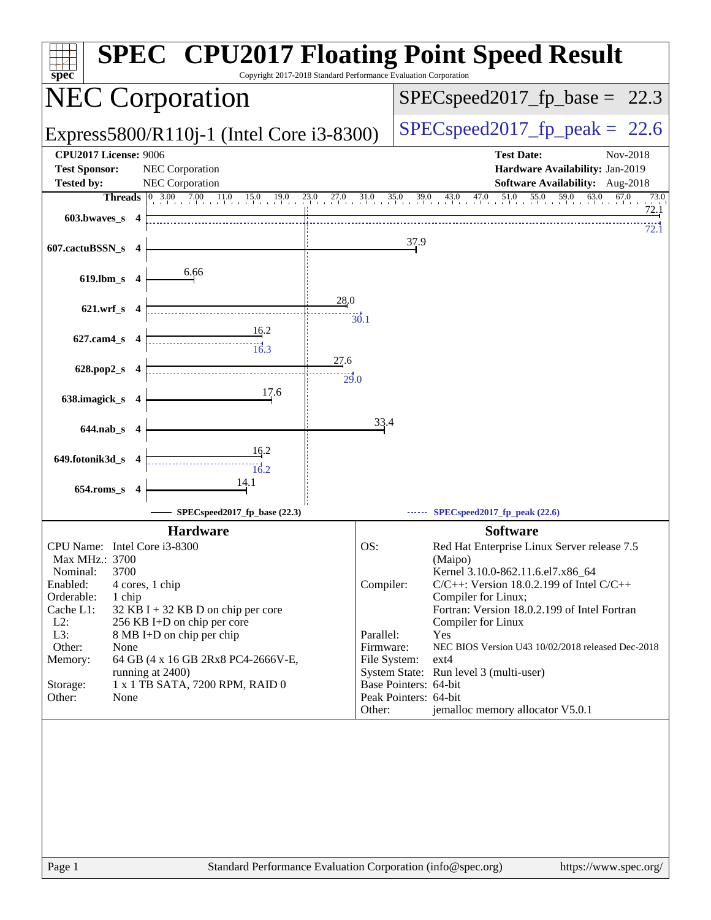# SPEC® CPU2017 Floating Point Speed Result

Copyright 2017-2018 Standard Performance Evaluation Corporation

## NEC Corporation

**Express5800/R110j-1 (Intel Core i3-8300)**

SPECspeed2017_fp_base = 22.3

SPECspeed2017_fp_peak = 22.6

| | | | |
|---|---|---|---|
| **CPU2017 License:** | 9006 | **Test Date:** | Nov-2018 |
| **Test Sponsor:** | NEC Corporation | **Hardware Availability:** | Jan-2019 |
| **Tested by:** | NEC Corporation | **Software Availability:** | Aug-2018 |

| Benchmark | Threads | Base | Peak |
|---|---|---|---|
| 603.bwaves_s | 4 | 72.1 | 72.1 |
| 607.cactuBSSN_s | 4 | 37.9 | |
| 619.lbm_s | 4 | 6.66 | |
| 621.wrf_s | 4 | 28.0 | 30.1 |
| 627.cam4_s | 4 | 16.2 | 16.3 |
| 628.pop2_s | 4 | 27.6 | 29.0 |
| 638.imagick_s | 4 | 17.6 | |
| 644.nab_s | 4 | 33.4 | |
| 649.fotonik3d_s | 4 | 16.2 | 16.2 |
| 654.roms_s | 4 | 14.1 | |

SPECspeed2017_fp_base (22.3) — SPECspeed2017_fp_peak (22.6)

### Hardware

| | |
|---|---|
| CPU Name: | Intel Core i3-8300 |
| Max MHz.: | 3700 |
| Nominal: | 3700 |
| Enabled: | 4 cores, 1 chip |
| Orderable: | 1 chip |
| Cache L1: | 32 KB I + 32 KB D on chip per core |
| L2: | 256 KB I+D on chip per core |
| L3: | 8 MB I+D on chip per chip |
| Other: | None |
| Memory: | 64 GB (4 x 16 GB 2Rx8 PC4-2666V-E, running at 2400) |
| Storage: | 1 x 1 TB SATA, 7200 RPM, RAID 0 |
| Other: | None |

### Software

| | |
|---|---|
| OS: | Red Hat Enterprise Linux Server release 7.5 (Maipo) Kernel 3.10.0-862.11.6.el7.x86_64 |
| Compiler: | C/C++: Version 18.0.2.199 of Intel C/C++ Compiler for Linux; Fortran: Version 18.0.2.199 of Intel Fortran Compiler for Linux |
| Parallel: | Yes |
| Firmware: | NEC BIOS Version U43 10/02/2018 released Dec-2018 |
| File System: | ext4 |
| System State: | Run level 3 (multi-user) |
| Base Pointers: | 64-bit |
| Peak Pointers: | 64-bit |
| Other: | jemalloc memory allocator V5.0.1 |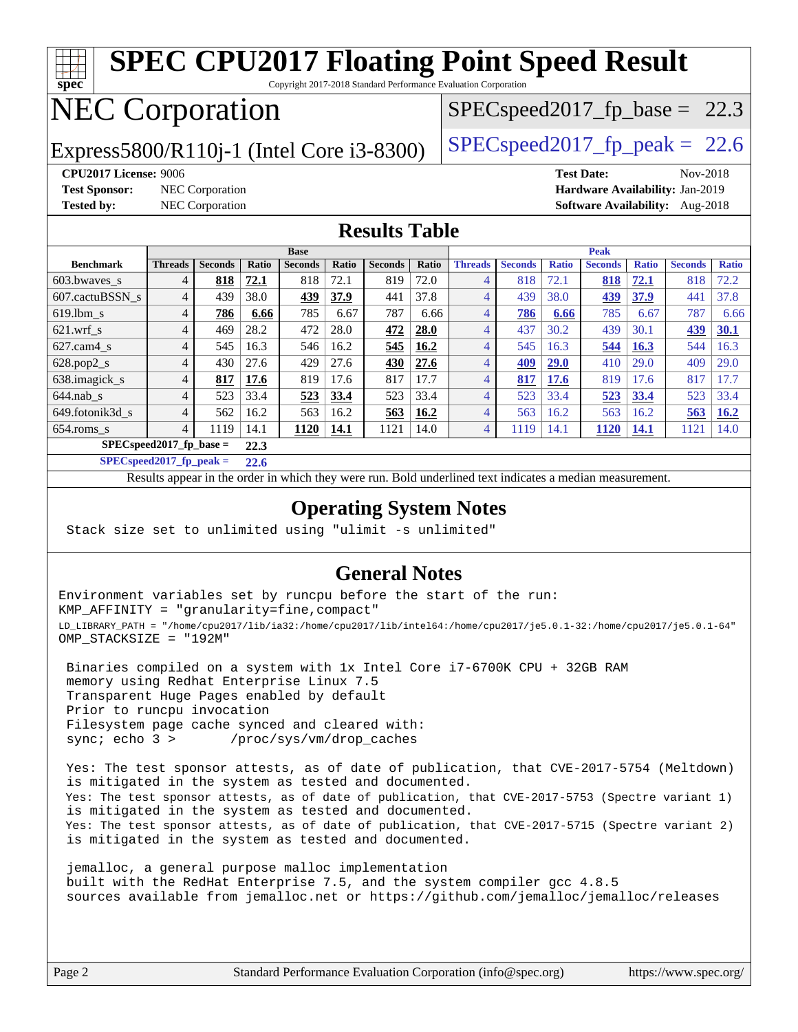# SPEC CPU2017 Floating Point Speed Result

Copyright 2017-2018 Standard Performance Evaluation Corporation

# NEC Corporation

Express5800/R110j-1 (Intel Core i3-8300)

SPECspeed2017_fp_base = 22.3

SPECspeed2017_fp_peak = 22.6

**CPU2017 License:** 9006
**Test Sponsor:** NEC Corporation
**Tested by:** NEC Corporation

**Test Date:** Nov-2018
**Hardware Availability:** Jan-2019
**Software Availability:** Aug-2018

## Results Table

| | Base | | | | | | | Peak | | | | | | |
|---|---|---|---|---|---|---|---|---|---|---|---|---|---|---|
| **Benchmark** | **Threads** | **Seconds** | **Ratio** | **Seconds** | **Ratio** | **Seconds** | **Ratio** | **Threads** | **Seconds** | **Ratio** | **Seconds** | **Ratio** | **Seconds** | **Ratio** |
| 603.bwaves_s | 4 | **818** | **72.1** | 818 | 72.1 | 819 | 72.0 | 4 | 818 | 72.1 | **818** | **72.1** | 818 | 72.2 |
| 607.cactuBSSN_s | 4 | 439 | 38.0 | **439** | **37.9** | 441 | 37.8 | 4 | 439 | 38.0 | **439** | **37.9** | 441 | 37.8 |
| 619.lbm_s | 4 | **786** | **6.66** | 785 | 6.67 | 787 | 6.66 | 4 | **786** | **6.66** | 785 | 6.67 | 787 | 6.66 |
| 621.wrf_s | 4 | 469 | 28.2 | 472 | 28.0 | **472** | **28.0** | 4 | 437 | 30.2 | 439 | 30.1 | **439** | **30.1** |
| 627.cam4_s | 4 | 545 | 16.3 | 546 | 16.2 | **545** | **16.2** | 4 | 545 | 16.3 | **544** | **16.3** | 544 | 16.3 |
| 628.pop2_s | 4 | 430 | 27.6 | 429 | 27.6 | **430** | **27.6** | 4 | **409** | **29.0** | 410 | 29.0 | 409 | 29.0 |
| 638.imagick_s | 4 | **817** | **17.6** | 819 | 17.6 | 817 | 17.7 | 4 | **817** | **17.6** | 819 | 17.6 | 817 | 17.7 |
| 644.nab_s | 4 | 523 | 33.4 | **523** | **33.4** | 523 | 33.4 | 4 | 523 | 33.4 | **523** | **33.4** | 523 | 33.4 |
| 649.fotonik3d_s | 4 | 562 | 16.2 | 563 | 16.2 | **563** | **16.2** | 4 | 563 | 16.2 | 563 | 16.2 | **563** | **16.2** |
| 654.roms_s | 4 | 1119 | 14.1 | **1120** | **14.1** | 1121 | 14.0 | 4 | 1119 | 14.1 | **1120** | **14.1** | 1121 | 14.0 |

**SPECspeed2017_fp_base = 22.3**

**SPECspeed2017_fp_peak = 22.6**

Results appear in the order in which they were run. Bold underlined text indicates a median measurement.

## Operating System Notes

```
Stack size set to unlimited using "ulimit -s unlimited"
```

## General Notes

```
Environment variables set by runcpu before the start of the run:
KMP_AFFINITY = "granularity=fine,compact"
LD_LIBRARY_PATH = "/home/cpu2017/lib/ia32:/home/cpu2017/lib/intel64:/home/cpu2017/je5.0.1-32:/home/cpu2017/je5.0.1-64"
OMP_STACKSIZE = "192M"

 Binaries compiled on a system with 1x Intel Core i7-6700K CPU + 32GB RAM
 memory using Redhat Enterprise Linux 7.5
 Transparent Huge Pages enabled by default
 Prior to runcpu invocation
 Filesystem page cache synced and cleared with:
 sync; echo 3 >       /proc/sys/vm/drop_caches

 Yes: The test sponsor attests, as of date of publication, that CVE-2017-5754 (Meltdown)
 is mitigated in the system as tested and documented.
 Yes: The test sponsor attests, as of date of publication, that CVE-2017-5753 (Spectre variant 1)
 is mitigated in the system as tested and documented.
 Yes: The test sponsor attests, as of date of publication, that CVE-2017-5715 (Spectre variant 2)
 is mitigated in the system as tested and documented.

 jemalloc, a general purpose malloc implementation
 built with the RedHat Enterprise 7.5, and the system compiler gcc 4.8.5
 sources available from jemalloc.net or https://github.com/jemalloc/jemalloc/releases
```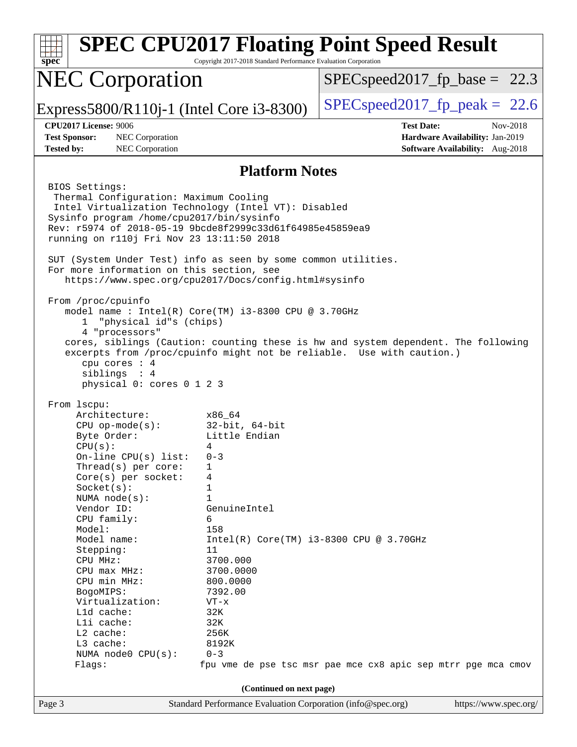# SPEC CPU2017 Floating Point Speed Result

Copyright 2017-2018 Standard Performance Evaluation Corporation

## NEC Corporation

Express5800/R110j-1 (Intel Core i3-8300)

SPECspeed2017_fp_base = 22.3

SPECspeed2017_fp_peak = 22.6

**CPU2017 License:** 9006
**Test Sponsor:** NEC Corporation
**Tested by:** NEC Corporation

**Test Date:** Nov-2018
**Hardware Availability:** Jan-2019
**Software Availability:** Aug-2018

### Platform Notes

```
BIOS Settings:
 Thermal Configuration: Maximum Cooling
 Intel Virtualization Technology (Intel VT): Disabled
Sysinfo program /home/cpu2017/bin/sysinfo
Rev: r5974 of 2018-05-19 9bcde8f2999c33d61f64985e45859ea9
running on r110j Fri Nov 23 13:11:50 2018

SUT (System Under Test) info as seen by some common utilities.
For more information on this section, see
   https://www.spec.org/cpu2017/Docs/config.html#sysinfo

From /proc/cpuinfo
   model name : Intel(R) Core(TM) i3-8300 CPU @ 3.70GHz
      1  "physical id"s (chips)
      4 "processors"
   cores, siblings (Caution: counting these is hw and system dependent. The following
   excerpts from /proc/cpuinfo might not be reliable.  Use with caution.)
      cpu cores : 4
      siblings  : 4
      physical 0: cores 0 1 2 3

From lscpu:
     Architecture:          x86_64
     CPU op-mode(s):        32-bit, 64-bit
     Byte Order:            Little Endian
     CPU(s):                4
     On-line CPU(s) list:   0-3
     Thread(s) per core:    1
     Core(s) per socket:    4
     Socket(s):             1
     NUMA node(s):          1
     Vendor ID:             GenuineIntel
     CPU family:            6
     Model:                 158
     Model name:            Intel(R) Core(TM) i3-8300 CPU @ 3.70GHz
     Stepping:              11
     CPU MHz:               3700.000
     CPU max MHz:           3700.0000
     CPU min MHz:           800.0000
     BogoMIPS:              7392.00
     Virtualization:        VT-x
     L1d cache:             32K
     L1i cache:             32K
     L2 cache:              256K
     L3 cache:              8192K
     NUMA node0 CPU(s):     0-3
     Flags:                fpu vme de pse tsc msr pae mce cx8 apic sep mtrr pge mca cmov
```

(Continued on next page)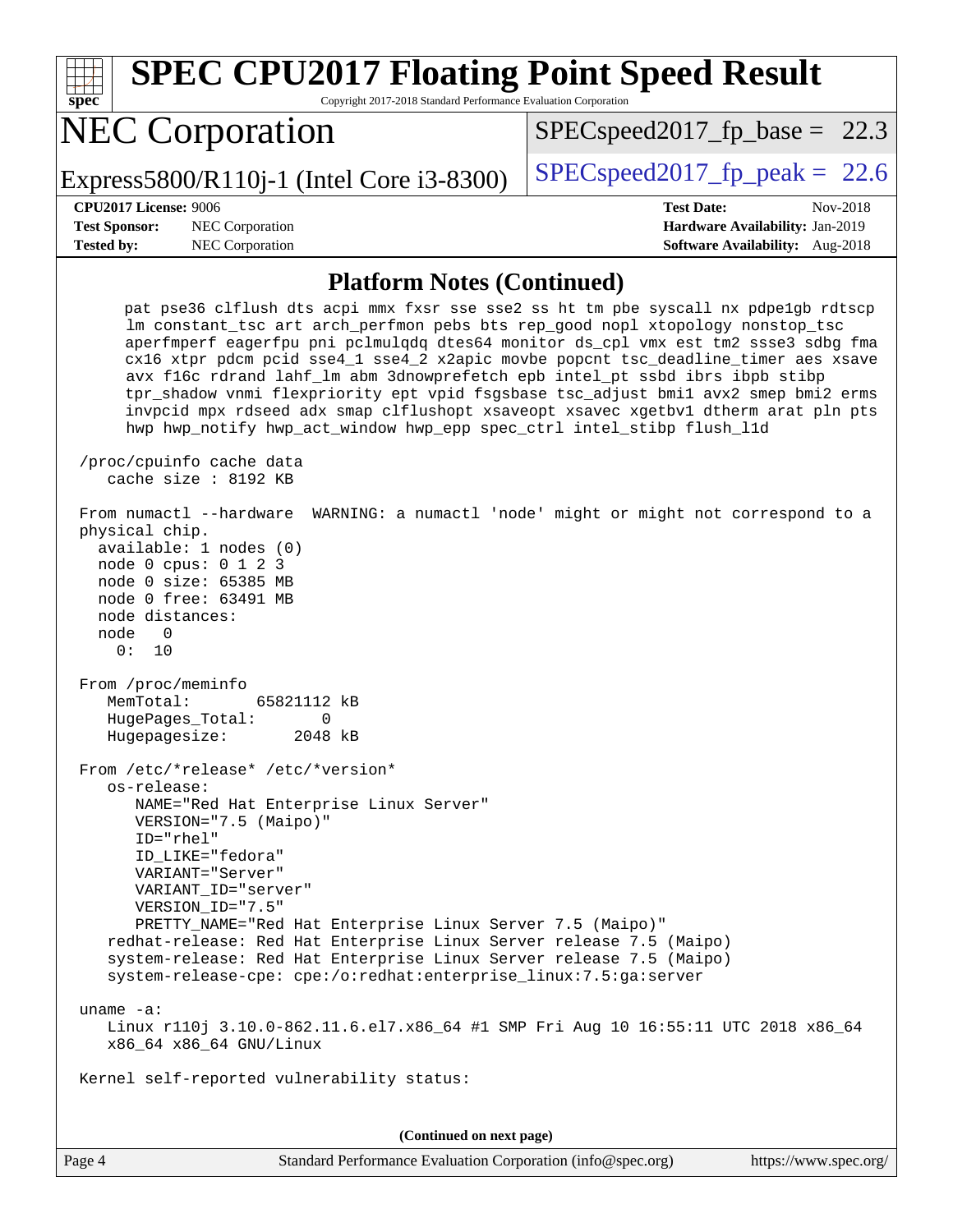# SPEC CPU2017 Floating Point Speed Result

Copyright 2017-2018 Standard Performance Evaluation Corporation

## NEC Corporation

Express5800/R110j-1 (Intel Core i3-8300)

SPECspeed2017_fp_base = 22.3

SPECspeed2017_fp_peak = 22.6

**CPU2017 License:** 9006
**Test Sponsor:** NEC Corporation
**Tested by:** NEC Corporation

**Test Date:** Nov-2018
**Hardware Availability:** Jan-2019
**Software Availability:** Aug-2018

### Platform Notes (Continued)

```
     pat pse36 clflush dts acpi mmx fxsr sse sse2 ss ht tm pbe syscall nx pdpe1gb rdtscp
     lm constant_tsc art arch_perfmon pebs bts rep_good nopl xtopology nonstop_tsc
     aperfmperf eagerfpu pni pclmulqdq dtes64 monitor ds_cpl vmx est tm2 ssse3 sdbg fma
     cx16 xtpr pdcm pcid sse4_1 sse4_2 x2apic movbe popcnt tsc_deadline_timer aes xsave
     avx f16c rdrand lahf_lm abm 3dnowprefetch epb intel_pt ssbd ibrs ibpb stibp
     tpr_shadow vnmi flexpriority ept vpid fsgsbase tsc_adjust bmi1 avx2 smep bmi2 erms
     invpcid mpx rdseed adx smap clflushopt xsaveopt xsavec xgetbv1 dtherm arat pln pts
     hwp hwp_notify hwp_act_window hwp_epp spec_ctrl intel_stibp flush_l1d

 /proc/cpuinfo cache data
    cache size : 8192 KB

 From numactl --hardware  WARNING: a numactl 'node' might or might not correspond to a
 physical chip.
   available: 1 nodes (0)
   node 0 cpus: 0 1 2 3
   node 0 size: 65385 MB
   node 0 free: 63491 MB
   node distances:
   node   0
     0:  10

 From /proc/meminfo
    MemTotal:       65821112 kB
    HugePages_Total:       0
    Hugepagesize:       2048 kB

 From /etc/*release* /etc/*version*
    os-release:
       NAME="Red Hat Enterprise Linux Server"
       VERSION="7.5 (Maipo)"
       ID="rhel"
       ID_LIKE="fedora"
       VARIANT="Server"
       VARIANT_ID="server"
       VERSION_ID="7.5"
       PRETTY_NAME="Red Hat Enterprise Linux Server 7.5 (Maipo)"
    redhat-release: Red Hat Enterprise Linux Server release 7.5 (Maipo)
    system-release: Red Hat Enterprise Linux Server release 7.5 (Maipo)
    system-release-cpe: cpe:/o:redhat:enterprise_linux:7.5:ga:server

 uname -a:
    Linux r110j 3.10.0-862.11.6.el7.x86_64 #1 SMP Fri Aug 10 16:55:11 UTC 2018 x86_64
    x86_64 x86_64 GNU/Linux

 Kernel self-reported vulnerability status:
```

(Continued on next page)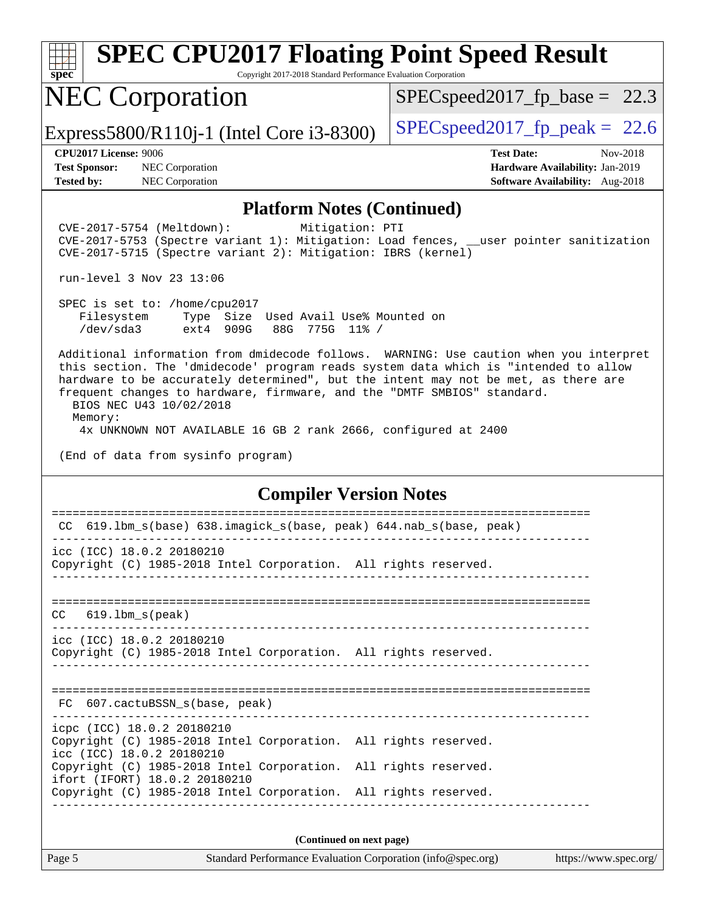# SPEC CPU2017 Floating Point Speed Result

Copyright 2017-2018 Standard Performance Evaluation Corporation

## NEC Corporation

Express5800/R110j-1 (Intel Core i3-8300)

SPECspeed2017_fp_base = 22.3

SPECspeed2017_fp_peak = 22.6

**CPU2017 License:** 9006
**Test Sponsor:** NEC Corporation
**Tested by:** NEC Corporation

**Test Date:** Nov-2018
**Hardware Availability:** Jan-2019
**Software Availability:** Aug-2018

### Platform Notes (Continued)

```
 CVE-2017-5754 (Meltdown):          Mitigation: PTI
 CVE-2017-5753 (Spectre variant 1): Mitigation: Load fences, __user pointer sanitization
 CVE-2017-5715 (Spectre variant 2): Mitigation: IBRS (kernel)

 run-level 3 Nov 23 13:06

 SPEC is set to: /home/cpu2017
    Filesystem     Type  Size  Used Avail Use% Mounted on
    /dev/sda3      ext4  909G   88G  775G  11% /

 Additional information from dmidecode follows.  WARNING: Use caution when you interpret
 this section. The 'dmidecode' program reads system data which is "intended to allow
 hardware to be accurately determined", but the intent may not be met, as there are
 frequent changes to hardware, firmware, and the "DMTF SMBIOS" standard.
   BIOS NEC U43 10/02/2018
   Memory:
    4x UNKNOWN NOT AVAILABLE 16 GB 2 rank 2666, configured at 2400

 (End of data from sysinfo program)
```

### Compiler Version Notes

```
==============================================================================
 CC  619.lbm_s(base) 638.imagick_s(base, peak) 644.nab_s(base, peak)
------------------------------------------------------------------------------
icc (ICC) 18.0.2 20180210
Copyright (C) 1985-2018 Intel Corporation.  All rights reserved.
------------------------------------------------------------------------------

==============================================================================
CC   619.lbm_s(peak)
------------------------------------------------------------------------------
icc (ICC) 18.0.2 20180210
Copyright (C) 1985-2018 Intel Corporation.  All rights reserved.
------------------------------------------------------------------------------

==============================================================================
 FC  607.cactuBSSN_s(base, peak)
------------------------------------------------------------------------------
icpc (ICC) 18.0.2 20180210
Copyright (C) 1985-2018 Intel Corporation.  All rights reserved.
icc (ICC) 18.0.2 20180210
Copyright (C) 1985-2018 Intel Corporation.  All rights reserved.
ifort (IFORT) 18.0.2 20180210
Copyright (C) 1985-2018 Intel Corporation.  All rights reserved.
------------------------------------------------------------------------------
```

(Continued on next page)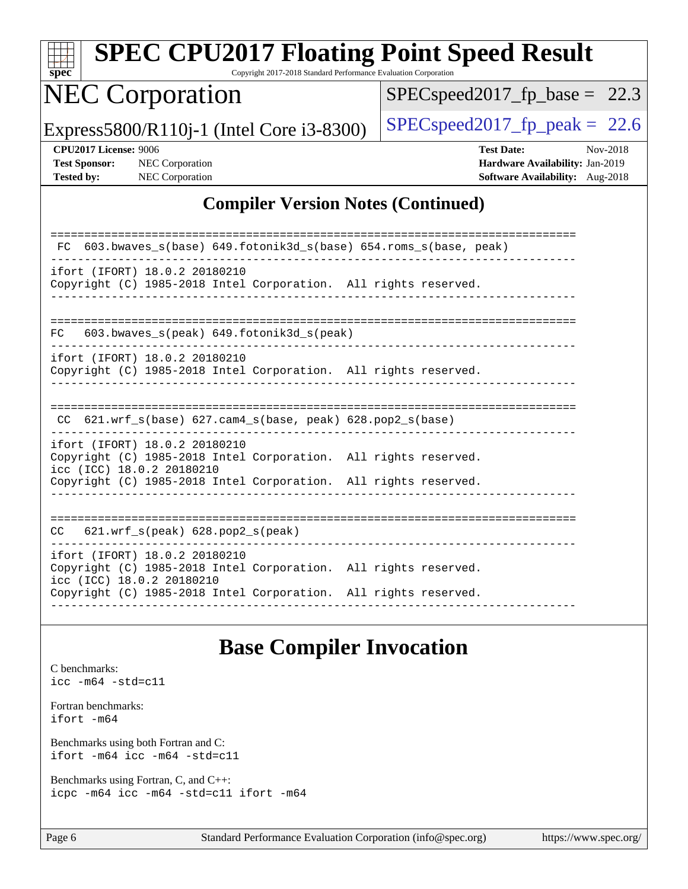# SPEC CPU2017 Floating Point Speed Result

Copyright 2017-2018 Standard Performance Evaluation Corporation

## NEC Corporation

Express5800/R110j-1 (Intel Core i3-8300)

SPECspeed2017_fp_base = 22.3

SPECspeed2017_fp_peak = 22.6

**CPU2017 License:** 9006
**Test Sponsor:** NEC Corporation
**Tested by:** NEC Corporation

**Test Date:** Nov-2018
**Hardware Availability:** Jan-2019
**Software Availability:** Aug-2018

## Compiler Version Notes (Continued)

```
==============================================================================
 FC  603.bwaves_s(base) 649.fotonik3d_s(base) 654.roms_s(base, peak)
------------------------------------------------------------------------------
ifort (IFORT) 18.0.2 20180210
Copyright (C) 1985-2018 Intel Corporation.  All rights reserved.
------------------------------------------------------------------------------

==============================================================================
FC   603.bwaves_s(peak) 649.fotonik3d_s(peak)
------------------------------------------------------------------------------
ifort (IFORT) 18.0.2 20180210
Copyright (C) 1985-2018 Intel Corporation.  All rights reserved.
------------------------------------------------------------------------------

==============================================================================
 CC  621.wrf_s(base) 627.cam4_s(base, peak) 628.pop2_s(base)
------------------------------------------------------------------------------
ifort (IFORT) 18.0.2 20180210
Copyright (C) 1985-2018 Intel Corporation.  All rights reserved.
icc (ICC) 18.0.2 20180210
Copyright (C) 1985-2018 Intel Corporation.  All rights reserved.
------------------------------------------------------------------------------

==============================================================================
CC   621.wrf_s(peak) 628.pop2_s(peak)
------------------------------------------------------------------------------
ifort (IFORT) 18.0.2 20180210
Copyright (C) 1985-2018 Intel Corporation.  All rights reserved.
icc (ICC) 18.0.2 20180210
Copyright (C) 1985-2018 Intel Corporation.  All rights reserved.
------------------------------------------------------------------------------
```

## Base Compiler Invocation

C benchmarks:
`icc -m64 -std=c11`

Fortran benchmarks:
`ifort -m64`

Benchmarks using both Fortran and C:
`ifort -m64 icc -m64 -std=c11`

Benchmarks using Fortran, C, and C++:
`icpc -m64 icc -m64 -std=c11 ifort -m64`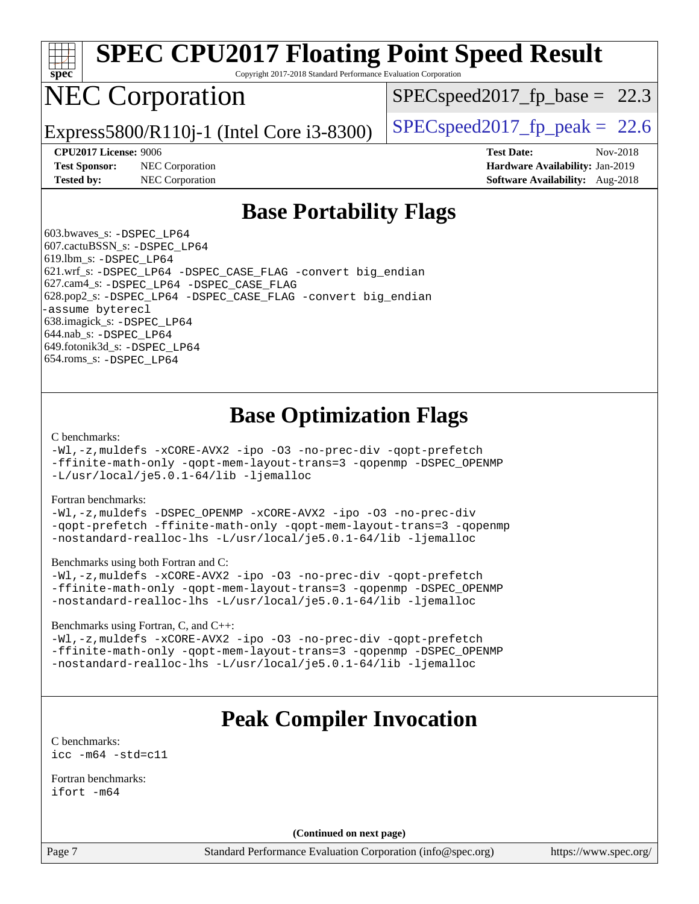# SPEC CPU2017 Floating Point Speed Result

Copyright 2017-2018 Standard Performance Evaluation Corporation

# NEC Corporation

Express5800/R110j-1 (Intel Core i3-8300)

SPECspeed2017_fp_base = 22.3

SPECspeed2017_fp_peak = 22.6

**CPU2017 License:** 9006
**Test Sponsor:** NEC Corporation
**Tested by:** NEC Corporation

**Test Date:** Nov-2018
**Hardware Availability:** Jan-2019
**Software Availability:** Aug-2018

## Base Portability Flags

603.bwaves_s: -DSPEC_LP64
607.cactuBSSN_s: -DSPEC_LP64
619.lbm_s: -DSPEC_LP64
621.wrf_s: -DSPEC_LP64 -DSPEC_CASE_FLAG -convert big_endian
627.cam4_s: -DSPEC_LP64 -DSPEC_CASE_FLAG
628.pop2_s: -DSPEC_LP64 -DSPEC_CASE_FLAG -convert big_endian -assume byterecl
638.imagick_s: -DSPEC_LP64
644.nab_s: -DSPEC_LP64
649.fotonik3d_s: -DSPEC_LP64
654.roms_s: -DSPEC_LP64

## Base Optimization Flags

C benchmarks:
```
-Wl,-z,muldefs -xCORE-AVX2 -ipo -O3 -no-prec-div -qopt-prefetch
-ffinite-math-only -qopt-mem-layout-trans=3 -qopenmp -DSPEC_OPENMP
-L/usr/local/je5.0.1-64/lib -ljemalloc
```

Fortran benchmarks:
```
-Wl,-z,muldefs -DSPEC_OPENMP -xCORE-AVX2 -ipo -O3 -no-prec-div
-qopt-prefetch -ffinite-math-only -qopt-mem-layout-trans=3 -qopenmp
-nostandard-realloc-lhs -L/usr/local/je5.0.1-64/lib -ljemalloc
```

Benchmarks using both Fortran and C:
```
-Wl,-z,muldefs -xCORE-AVX2 -ipo -O3 -no-prec-div -qopt-prefetch
-ffinite-math-only -qopt-mem-layout-trans=3 -qopenmp -DSPEC_OPENMP
-nostandard-realloc-lhs -L/usr/local/je5.0.1-64/lib -ljemalloc
```

Benchmarks using Fortran, C, and C++:
```
-Wl,-z,muldefs -xCORE-AVX2 -ipo -O3 -no-prec-div -qopt-prefetch
-ffinite-math-only -qopt-mem-layout-trans=3 -qopenmp -DSPEC_OPENMP
-nostandard-realloc-lhs -L/usr/local/je5.0.1-64/lib -ljemalloc
```

## Peak Compiler Invocation

C benchmarks:
```
icc -m64 -std=c11
```

Fortran benchmarks:
```
ifort -m64
```

**(Continued on next page)**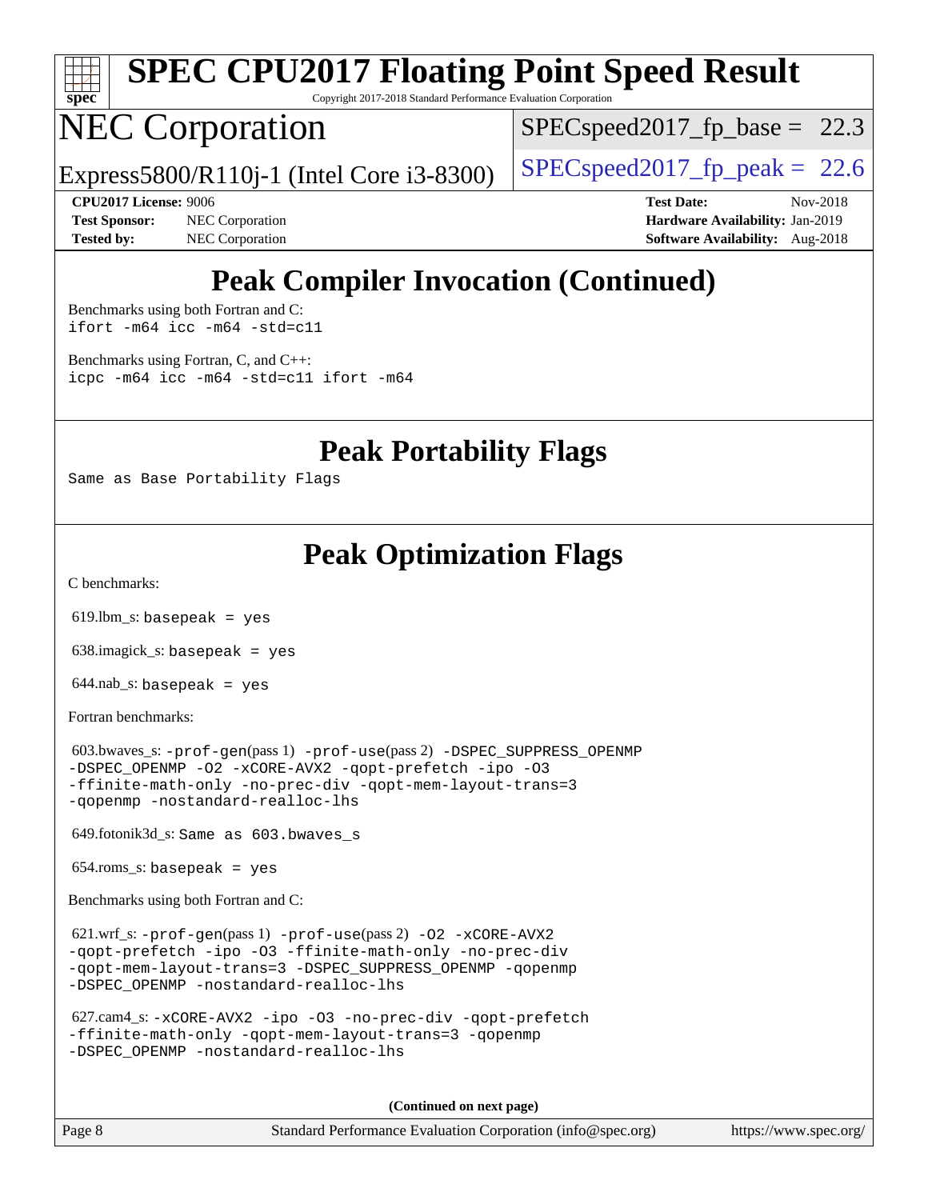# SPEC CPU2017 Floating Point Speed Result

Copyright 2017-2018 Standard Performance Evaluation Corporation

# NEC Corporation

Express5800/R110j-1 (Intel Core i3-8300)

SPECspeed2017_fp_base = 22.3

SPECspeed2017_fp_peak = 22.6

**CPU2017 License:** 9006
**Test Sponsor:** NEC Corporation
**Tested by:** NEC Corporation

**Test Date:** Nov-2018
**Hardware Availability:** Jan-2019
**Software Availability:** Aug-2018

## Peak Compiler Invocation (Continued)

Benchmarks using both Fortran and C:
```
ifort -m64 icc -m64 -std=c11
```

Benchmarks using Fortran, C, and C++:
```
icpc -m64 icc -m64 -std=c11 ifort -m64
```

## Peak Portability Flags

Same as Base Portability Flags

## Peak Optimization Flags

C benchmarks:

619.lbm_s: basepeak = yes

638.imagick_s: basepeak = yes

644.nab_s: basepeak = yes

Fortran benchmarks:

603.bwaves_s: -prof-gen(pass 1) -prof-use(pass 2) -DSPEC_SUPPRESS_OPENMP -DSPEC_OPENMP -O2 -xCORE-AVX2 -qopt-prefetch -ipo -O3 -ffinite-math-only -no-prec-div -qopt-mem-layout-trans=3 -qopenmp -nostandard-realloc-lhs

649.fotonik3d_s: Same as 603.bwaves_s

654.roms_s: basepeak = yes

Benchmarks using both Fortran and C:

621.wrf_s: -prof-gen(pass 1) -prof-use(pass 2) -O2 -xCORE-AVX2 -qopt-prefetch -ipo -O3 -ffinite-math-only -no-prec-div -qopt-mem-layout-trans=3 -DSPEC_SUPPRESS_OPENMP -qopenmp -DSPEC_OPENMP -nostandard-realloc-lhs

627.cam4_s: -xCORE-AVX2 -ipo -O3 -no-prec-div -qopt-prefetch -ffinite-math-only -qopt-mem-layout-trans=3 -qopenmp -DSPEC_OPENMP -nostandard-realloc-lhs

(Continued on next page)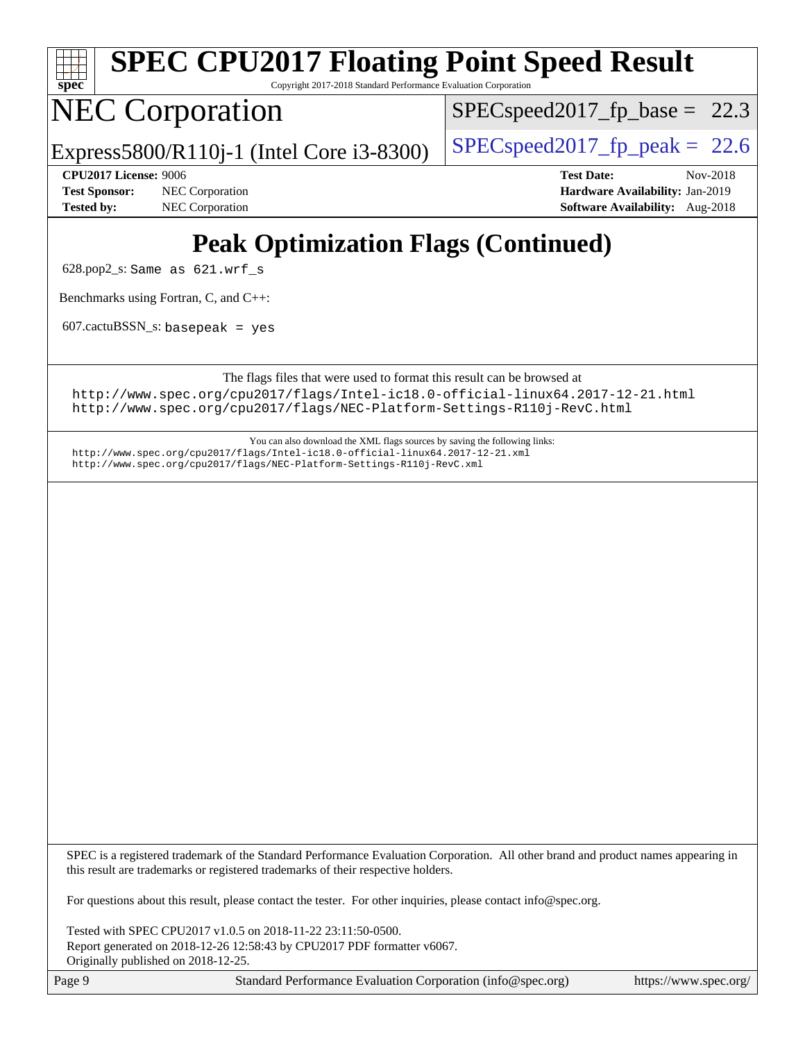# Peak Optimization Flags (Continued)

628.pop2_s: `Same as 621.wrf_s`

Benchmarks using Fortran, C, and C++:

607.cactuBSSN_s: `basepeak = yes`

The flags files that were used to format this result can be browsed at

http://www.spec.org/cpu2017/flags/Intel-ic18.0-official-linux64.2017-12-21.html
http://www.spec.org/cpu2017/flags/NEC-Platform-Settings-R110j-RevC.html

You can also download the XML flags sources by saving the following links:

http://www.spec.org/cpu2017/flags/Intel-ic18.0-official-linux64.2017-12-21.xml
http://www.spec.org/cpu2017/flags/NEC-Platform-Settings-R110j-RevC.xml

SPEC is a registered trademark of the Standard Performance Evaluation Corporation. All other brand and product names appearing in this result are trademarks or registered trademarks of their respective holders.

For questions about this result, please contact the tester. For other inquiries, please contact info@spec.org.

Tested with SPEC CPU2017 v1.0.5 on 2018-11-22 23:11:50-0500.
Report generated on 2018-12-26 12:58:43 by CPU2017 PDF formatter v6067.
Originally published on 2018-12-25.